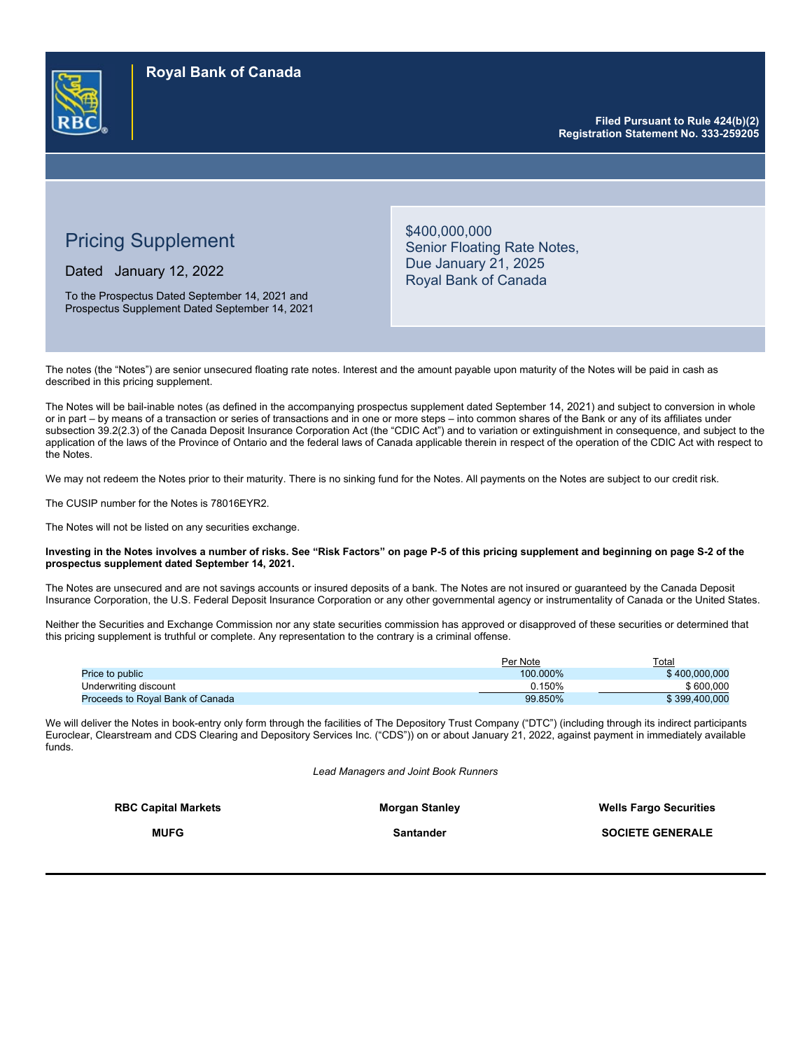# Royal Bank of Canada

**Filed Pursuant to Rule 424(b)(2)**
**Registration Statement No. 333-259205**

## Pricing Supplement

Dated January 12, 2022

To the Prospectus Dated September 14, 2021 and Prospectus Supplement Dated September 14, 2021

$400,000,000
Senior Floating Rate Notes,
Due January 21, 2025
Royal Bank of Canada

The notes (the "Notes") are senior unsecured floating rate notes. Interest and the amount payable upon maturity of the Notes will be paid in cash as described in this pricing supplement.

The Notes will be bail-inable notes (as defined in the accompanying prospectus supplement dated September 14, 2021) and subject to conversion in whole or in part – by means of a transaction or series of transactions and in one or more steps – into common shares of the Bank or any of its affiliates under subsection 39.2(2.3) of the Canada Deposit Insurance Corporation Act (the "CDIC Act") and to variation or extinguishment in consequence, and subject to the application of the laws of the Province of Ontario and the federal laws of Canada applicable therein in respect of the operation of the CDIC Act with respect to the Notes.

We may not redeem the Notes prior to their maturity. There is no sinking fund for the Notes. All payments on the Notes are subject to our credit risk.

The CUSIP number for the Notes is 78016EYR2.

The Notes will not be listed on any securities exchange.

**Investing in the Notes involves a number of risks. See "Risk Factors" on page P-5 of this pricing supplement and beginning on page S-2 of the prospectus supplement dated September 14, 2021.**

The Notes are unsecured and are not savings accounts or insured deposits of a bank. The Notes are not insured or guaranteed by the Canada Deposit Insurance Corporation, the U.S. Federal Deposit Insurance Corporation or any other governmental agency or instrumentality of Canada or the United States.

Neither the Securities and Exchange Commission nor any state securities commission has approved or disapproved of these securities or determined that this pricing supplement is truthful or complete. Any representation to the contrary is a criminal offense.

| | Per Note | Total |
|---|---|---|
| Price to public | 100.000% | $ 400,000,000 |
| Underwriting discount | 0.150% | $ 600,000 |
| Proceeds to Royal Bank of Canada | 99.850% | $ 399,400,000 |

We will deliver the Notes in book-entry only form through the facilities of The Depository Trust Company ("DTC") (including through its indirect participants Euroclear, Clearstream and CDS Clearing and Depository Services Inc. ("CDS")) on or about January 21, 2022, against payment in immediately available funds.

*Lead Managers and Joint Book Runners*

**RBC Capital Markets** | **Morgan Stanley** | **Wells Fargo Securities**

**MUFG** | **Santander** | **SOCIETE GENERALE**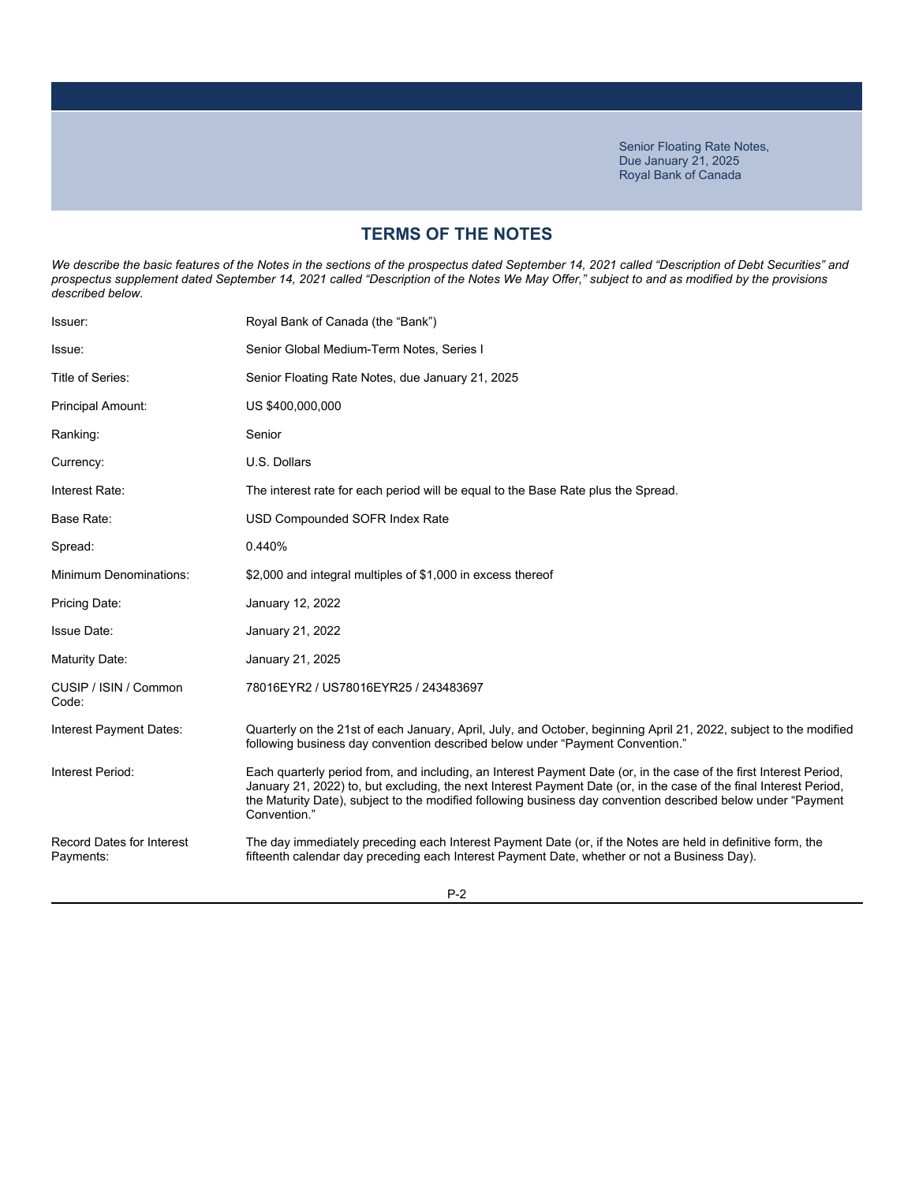Senior Floating Rate Notes,
Due January 21, 2025
Royal Bank of Canada

## TERMS OF THE NOTES

*We describe the basic features of the Notes in the sections of the prospectus dated September 14, 2021 called "Description of Debt Securities" and prospectus supplement dated September 14, 2021 called "Description of the Notes We May Offer," subject to and as modified by the provisions described below.*

| | |
|---|---|
| Issuer: | Royal Bank of Canada (the "Bank") |
| Issue: | Senior Global Medium-Term Notes, Series I |
| Title of Series: | Senior Floating Rate Notes, due January 21, 2025 |
| Principal Amount: | US $400,000,000 |
| Ranking: | Senior |
| Currency: | U.S. Dollars |
| Interest Rate: | The interest rate for each period will be equal to the Base Rate plus the Spread. |
| Base Rate: | USD Compounded SOFR Index Rate |
| Spread: | 0.440% |
| Minimum Denominations: | $2,000 and integral multiples of $1,000 in excess thereof |
| Pricing Date: | January 12, 2022 |
| Issue Date: | January 21, 2022 |
| Maturity Date: | January 21, 2025 |
| CUSIP / ISIN / Common Code: | 78016EYR2 / US78016EYR25 / 243483697 |
| Interest Payment Dates: | Quarterly on the 21st of each January, April, July, and October, beginning April 21, 2022, subject to the modified following business day convention described below under "Payment Convention." |
| Interest Period: | Each quarterly period from, and including, an Interest Payment Date (or, in the case of the first Interest Period, January 21, 2022) to, but excluding, the next Interest Payment Date (or, in the case of the final Interest Period, the Maturity Date), subject to the modified following business day convention described below under "Payment Convention." |
| Record Dates for Interest Payments: | The day immediately preceding each Interest Payment Date (or, if the Notes are held in definitive form, the fifteenth calendar day preceding each Interest Payment Date, whether or not a Business Day). |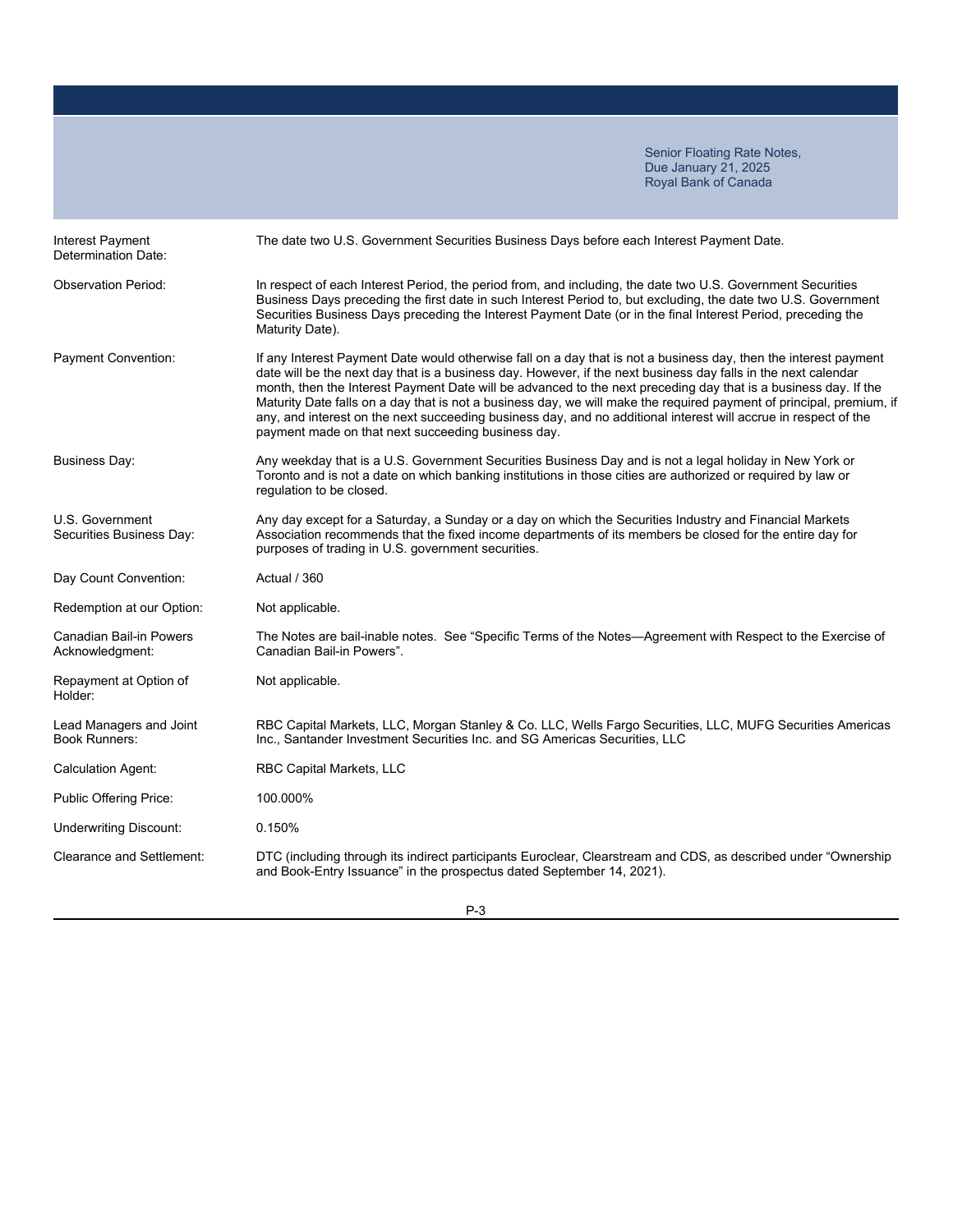| | |
|---|---|
| Interest Payment Determination Date: | The date two U.S. Government Securities Business Days before each Interest Payment Date. |
| Observation Period: | In respect of each Interest Period, the period from, and including, the date two U.S. Government Securities Business Days preceding the first date in such Interest Period to, but excluding, the date two U.S. Government Securities Business Days preceding the Interest Payment Date (or in the final Interest Period, preceding the Maturity Date). |
| Payment Convention: | If any Interest Payment Date would otherwise fall on a day that is not a business day, then the interest payment date will be the next day that is a business day. However, if the next business day falls in the next calendar month, then the Interest Payment Date will be advanced to the next preceding day that is a business day. If the Maturity Date falls on a day that is not a business day, we will make the required payment of principal, premium, if any, and interest on the next succeeding business day, and no additional interest will accrue in respect of the payment made on that next succeeding business day. |
| Business Day: | Any weekday that is a U.S. Government Securities Business Day and is not a legal holiday in New York or Toronto and is not a date on which banking institutions in those cities are authorized or required by law or regulation to be closed. |
| U.S. Government Securities Business Day: | Any day except for a Saturday, a Sunday or a day on which the Securities Industry and Financial Markets Association recommends that the fixed income departments of its members be closed for the entire day for purposes of trading in U.S. government securities. |
| Day Count Convention: | Actual / 360 |
| Redemption at our Option: | Not applicable. |
| Canadian Bail-in Powers Acknowledgment: | The Notes are bail-inable notes. See "Specific Terms of the Notes—Agreement with Respect to the Exercise of Canadian Bail-in Powers". |
| Repayment at Option of Holder: | Not applicable. |
| Lead Managers and Joint Book Runners: | RBC Capital Markets, LLC, Morgan Stanley & Co. LLC, Wells Fargo Securities, LLC, MUFG Securities Americas Inc., Santander Investment Securities Inc. and SG Americas Securities, LLC |
| Calculation Agent: | RBC Capital Markets, LLC |
| Public Offering Price: | 100.000% |
| Underwriting Discount: | 0.150% |
| Clearance and Settlement: | DTC (including through its indirect participants Euroclear, Clearstream and CDS, as described under "Ownership and Book-Entry Issuance" in the prospectus dated September 14, 2021). |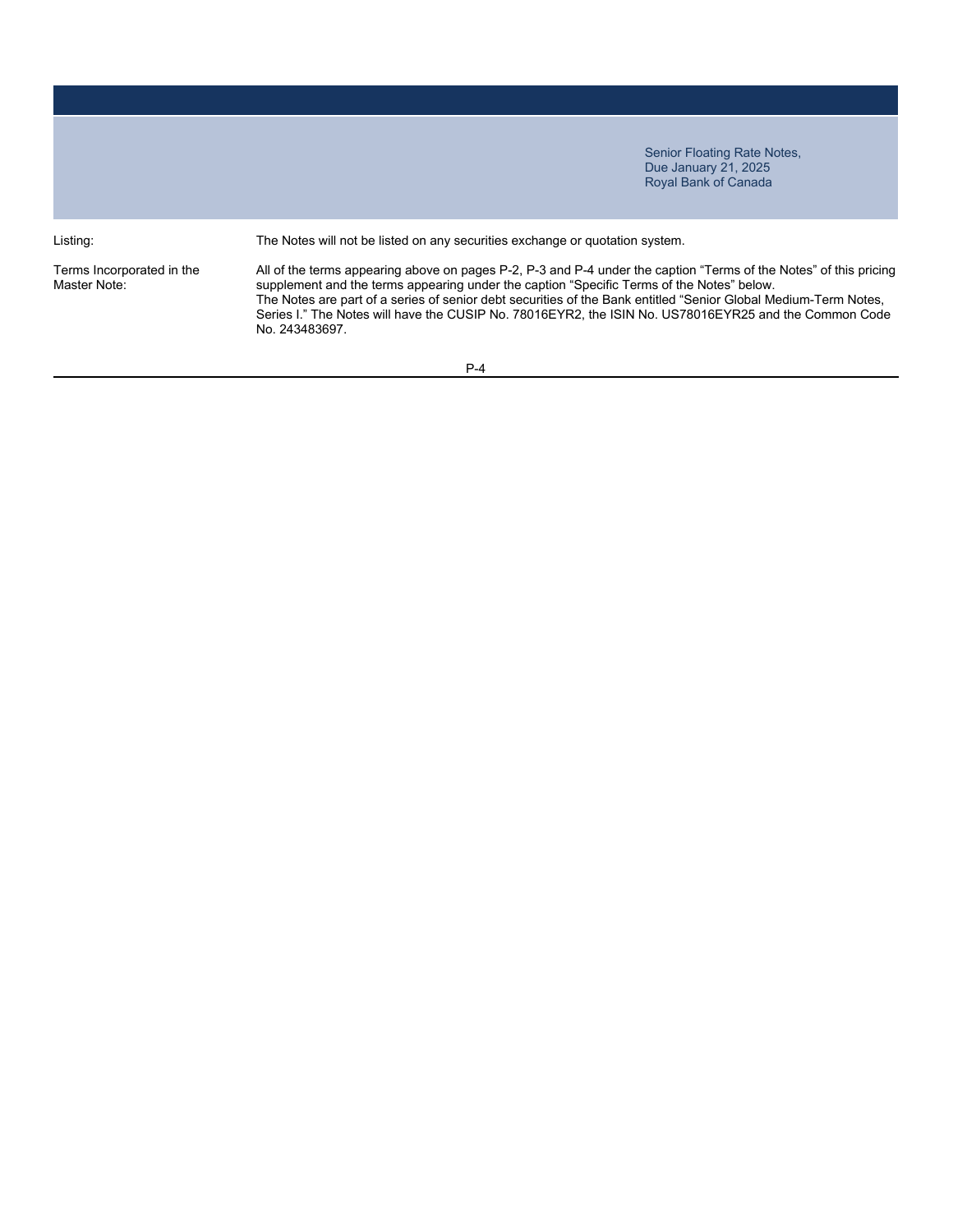| | |
|---|---|
| Listing: | The Notes will not be listed on any securities exchange or quotation system. |
| Terms Incorporated in the Master Note: | All of the terms appearing above on pages P-2, P-3 and P-4 under the caption "Terms of the Notes" of this pricing supplement and the terms appearing under the caption "Specific Terms of the Notes" below. The Notes are part of a series of senior debt securities of the Bank entitled "Senior Global Medium-Term Notes, Series I." The Notes will have the CUSIP No. 78016EYR2, the ISIN No. US78016EYR25 and the Common Code No. 243483697. |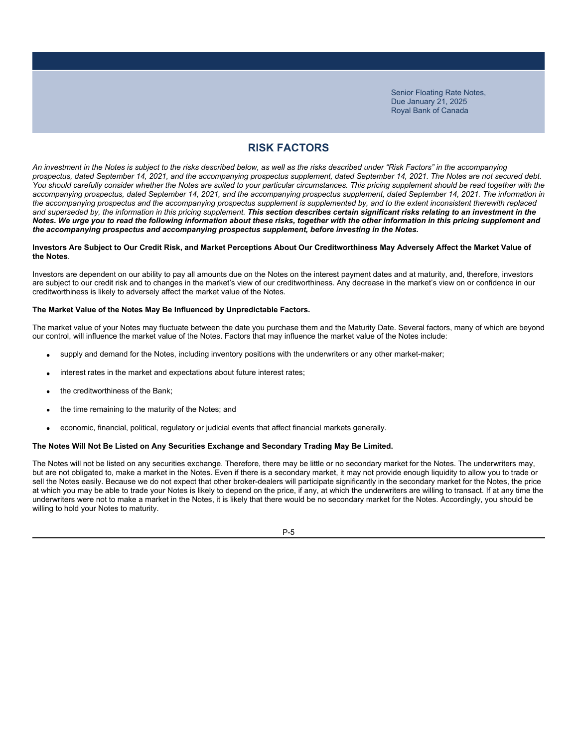## RISK FACTORS

*An investment in the Notes is subject to the risks described below, as well as the risks described under "Risk Factors" in the accompanying prospectus, dated September 14, 2021, and the accompanying prospectus supplement, dated September 14, 2021. The Notes are not secured debt. You should carefully consider whether the Notes are suited to your particular circumstances. This pricing supplement should be read together with the accompanying prospectus, dated September 14, 2021, and the accompanying prospectus supplement, dated September 14, 2021. The information in the accompanying prospectus and the accompanying prospectus supplement is supplemented by, and to the extent inconsistent therewith replaced and superseded by, the information in this pricing supplement.* ***This section describes certain significant risks relating to an investment in the Notes. We urge you to read the following information about these risks, together with the other information in this pricing supplement and the accompanying prospectus and accompanying prospectus supplement, before investing in the Notes.***

**Investors Are Subject to Our Credit Risk, and Market Perceptions About Our Creditworthiness May Adversely Affect the Market Value of the Notes**.

Investors are dependent on our ability to pay all amounts due on the Notes on the interest payment dates and at maturity, and, therefore, investors are subject to our credit risk and to changes in the market's view of our creditworthiness. Any decrease in the market's view on or confidence in our creditworthiness is likely to adversely affect the market value of the Notes.

**The Market Value of the Notes May Be Influenced by Unpredictable Factors.**

The market value of your Notes may fluctuate between the date you purchase them and the Maturity Date. Several factors, many of which are beyond our control, will influence the market value of the Notes. Factors that may influence the market value of the Notes include:

- supply and demand for the Notes, including inventory positions with the underwriters or any other market-maker;
- interest rates in the market and expectations about future interest rates;
- the creditworthiness of the Bank;
- the time remaining to the maturity of the Notes; and
- economic, financial, political, regulatory or judicial events that affect financial markets generally.

**The Notes Will Not Be Listed on Any Securities Exchange and Secondary Trading May Be Limited.**

The Notes will not be listed on any securities exchange. Therefore, there may be little or no secondary market for the Notes. The underwriters may, but are not obligated to, make a market in the Notes. Even if there is a secondary market, it may not provide enough liquidity to allow you to trade or sell the Notes easily. Because we do not expect that other broker-dealers will participate significantly in the secondary market for the Notes, the price at which you may be able to trade your Notes is likely to depend on the price, if any, at which the underwriters are willing to transact. If at any time the underwriters were not to make a market in the Notes, it is likely that there would be no secondary market for the Notes. Accordingly, you should be willing to hold your Notes to maturity.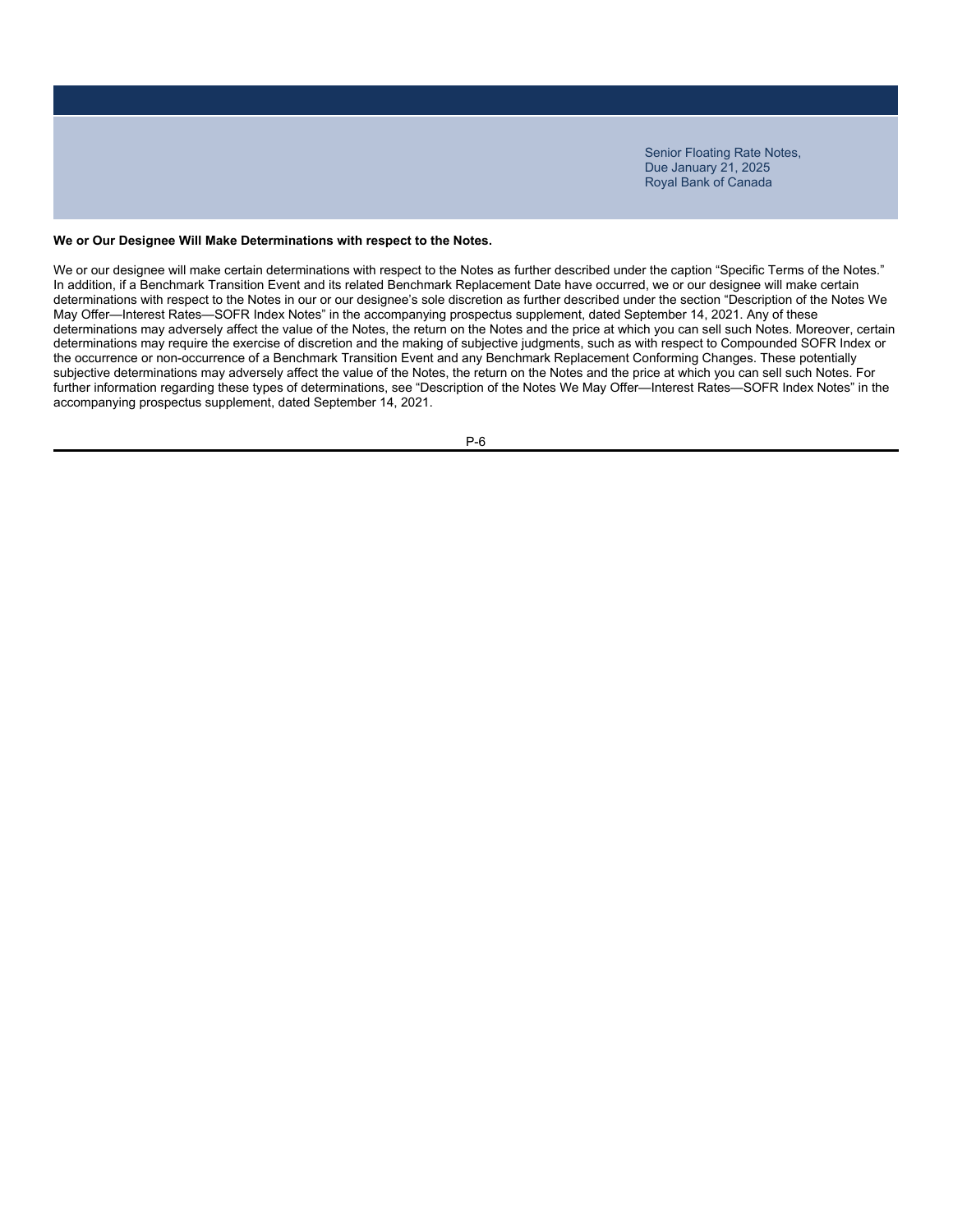**We or Our Designee Will Make Determinations with respect to the Notes.**

We or our designee will make certain determinations with respect to the Notes as further described under the caption "Specific Terms of the Notes." In addition, if a Benchmark Transition Event and its related Benchmark Replacement Date have occurred, we or our designee will make certain determinations with respect to the Notes in our or our designee's sole discretion as further described under the section "Description of the Notes We May Offer—Interest Rates—SOFR Index Notes" in the accompanying prospectus supplement, dated September 14, 2021. Any of these determinations may adversely affect the value of the Notes, the return on the Notes and the price at which you can sell such Notes. Moreover, certain determinations may require the exercise of discretion and the making of subjective judgments, such as with respect to Compounded SOFR Index or the occurrence or non-occurrence of a Benchmark Transition Event and any Benchmark Replacement Conforming Changes. These potentially subjective determinations may adversely affect the value of the Notes, the return on the Notes and the price at which you can sell such Notes. For further information regarding these types of determinations, see "Description of the Notes We May Offer—Interest Rates—SOFR Index Notes" in the accompanying prospectus supplement, dated September 14, 2021.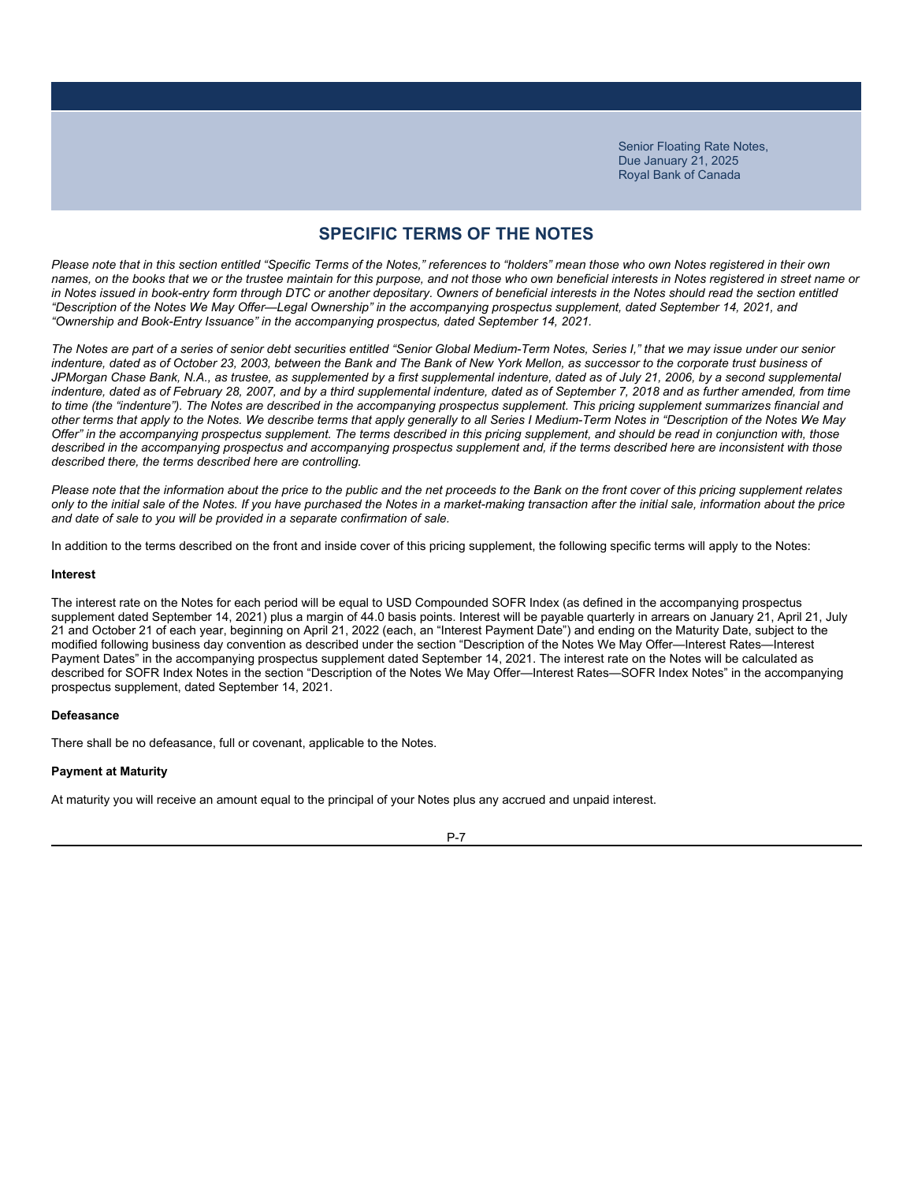## SPECIFIC TERMS OF THE NOTES

*Please note that in this section entitled "Specific Terms of the Notes," references to "holders" mean those who own Notes registered in their own names, on the books that we or the trustee maintain for this purpose, and not those who own beneficial interests in Notes registered in street name or in Notes issued in book-entry form through DTC or another depositary. Owners of beneficial interests in the Notes should read the section entitled "Description of the Notes We May Offer—Legal Ownership" in the accompanying prospectus supplement, dated September 14, 2021, and "Ownership and Book-Entry Issuance" in the accompanying prospectus, dated September 14, 2021.*

*The Notes are part of a series of senior debt securities entitled "Senior Global Medium-Term Notes, Series I," that we may issue under our senior indenture, dated as of October 23, 2003, between the Bank and The Bank of New York Mellon, as successor to the corporate trust business of JPMorgan Chase Bank, N.A., as trustee, as supplemented by a first supplemental indenture, dated as of July 21, 2006, by a second supplemental indenture, dated as of February 28, 2007, and by a third supplemental indenture, dated as of September 7, 2018 and as further amended, from time to time (the "indenture"). The Notes are described in the accompanying prospectus supplement. This pricing supplement summarizes financial and other terms that apply to the Notes. We describe terms that apply generally to all Series I Medium-Term Notes in "Description of the Notes We May Offer" in the accompanying prospectus supplement. The terms described in this pricing supplement, and should be read in conjunction with, those described in the accompanying prospectus and accompanying prospectus supplement and, if the terms described here are inconsistent with those described there, the terms described here are controlling.*

*Please note that the information about the price to the public and the net proceeds to the Bank on the front cover of this pricing supplement relates only to the initial sale of the Notes. If you have purchased the Notes in a market-making transaction after the initial sale, information about the price and date of sale to you will be provided in a separate confirmation of sale.*

In addition to the terms described on the front and inside cover of this pricing supplement, the following specific terms will apply to the Notes:

**Interest**

The interest rate on the Notes for each period will be equal to USD Compounded SOFR Index (as defined in the accompanying prospectus supplement dated September 14, 2021) plus a margin of 44.0 basis points. Interest will be payable quarterly in arrears on January 21, April 21, July 21 and October 21 of each year, beginning on April 21, 2022 (each, an "Interest Payment Date") and ending on the Maturity Date, subject to the modified following business day convention as described under the section "Description of the Notes We May Offer—Interest Rates—Interest Payment Dates" in the accompanying prospectus supplement dated September 14, 2021. The interest rate on the Notes will be calculated as described for SOFR Index Notes in the section "Description of the Notes We May Offer—Interest Rates—SOFR Index Notes" in the accompanying prospectus supplement, dated September 14, 2021.

**Defeasance**

There shall be no defeasance, full or covenant, applicable to the Notes.

**Payment at Maturity**

At maturity you will receive an amount equal to the principal of your Notes plus any accrued and unpaid interest.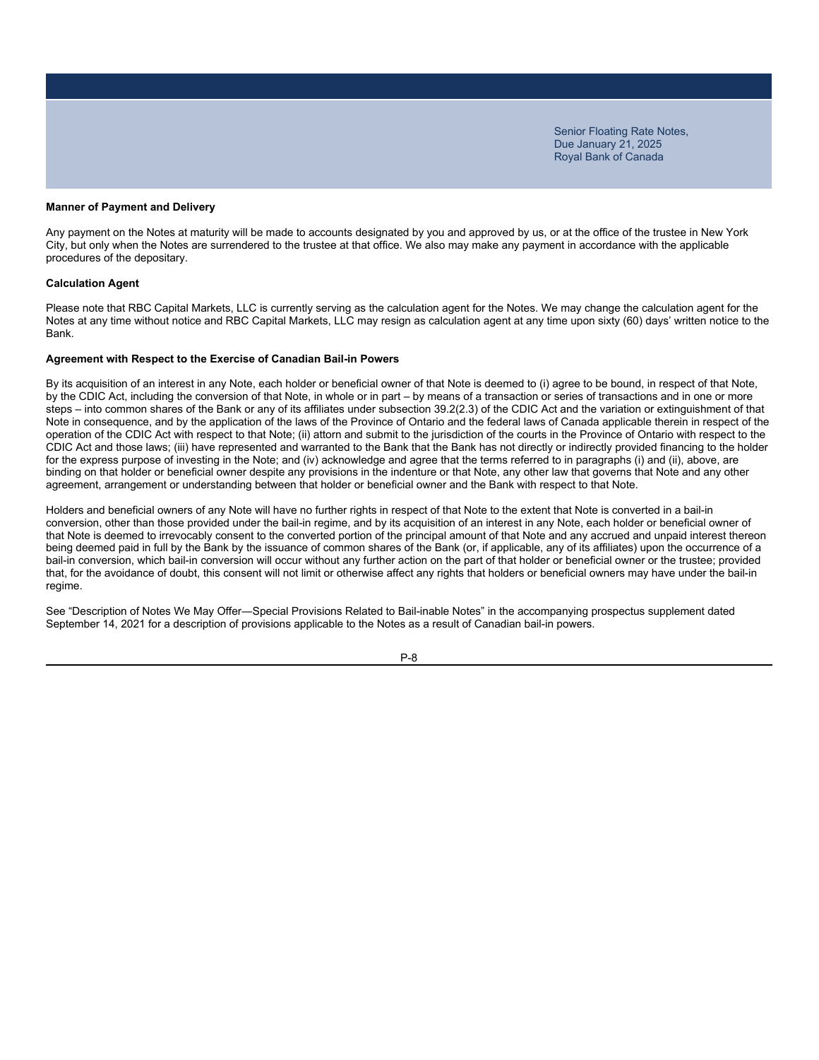**Manner of Payment and Delivery**

Any payment on the Notes at maturity will be made to accounts designated by you and approved by us, or at the office of the trustee in New York City, but only when the Notes are surrendered to the trustee at that office. We also may make any payment in accordance with the applicable procedures of the depositary.

**Calculation Agent**

Please note that RBC Capital Markets, LLC is currently serving as the calculation agent for the Notes. We may change the calculation agent for the Notes at any time without notice and RBC Capital Markets, LLC may resign as calculation agent at any time upon sixty (60) days' written notice to the Bank.

**Agreement with Respect to the Exercise of Canadian Bail-in Powers**

By its acquisition of an interest in any Note, each holder or beneficial owner of that Note is deemed to (i) agree to be bound, in respect of that Note, by the CDIC Act, including the conversion of that Note, in whole or in part – by means of a transaction or series of transactions and in one or more steps – into common shares of the Bank or any of its affiliates under subsection 39.2(2.3) of the CDIC Act and the variation or extinguishment of that Note in consequence, and by the application of the laws of the Province of Ontario and the federal laws of Canada applicable therein in respect of the operation of the CDIC Act with respect to that Note; (ii) attorn and submit to the jurisdiction of the courts in the Province of Ontario with respect to the CDIC Act and those laws; (iii) have represented and warranted to the Bank that the Bank has not directly or indirectly provided financing to the holder for the express purpose of investing in the Note; and (iv) acknowledge and agree that the terms referred to in paragraphs (i) and (ii), above, are binding on that holder or beneficial owner despite any provisions in the indenture or that Note, any other law that governs that Note and any other agreement, arrangement or understanding between that holder or beneficial owner and the Bank with respect to that Note.

Holders and beneficial owners of any Note will have no further rights in respect of that Note to the extent that Note is converted in a bail-in conversion, other than those provided under the bail-in regime, and by its acquisition of an interest in any Note, each holder or beneficial owner of that Note is deemed to irrevocably consent to the converted portion of the principal amount of that Note and any accrued and unpaid interest thereon being deemed paid in full by the Bank by the issuance of common shares of the Bank (or, if applicable, any of its affiliates) upon the occurrence of a bail-in conversion, which bail-in conversion will occur without any further action on the part of that holder or beneficial owner or the trustee; provided that, for the avoidance of doubt, this consent will not limit or otherwise affect any rights that holders or beneficial owners may have under the bail-in regime.

See "Description of Notes We May Offer—Special Provisions Related to Bail-inable Notes" in the accompanying prospectus supplement dated September 14, 2021 for a description of provisions applicable to the Notes as a result of Canadian bail-in powers.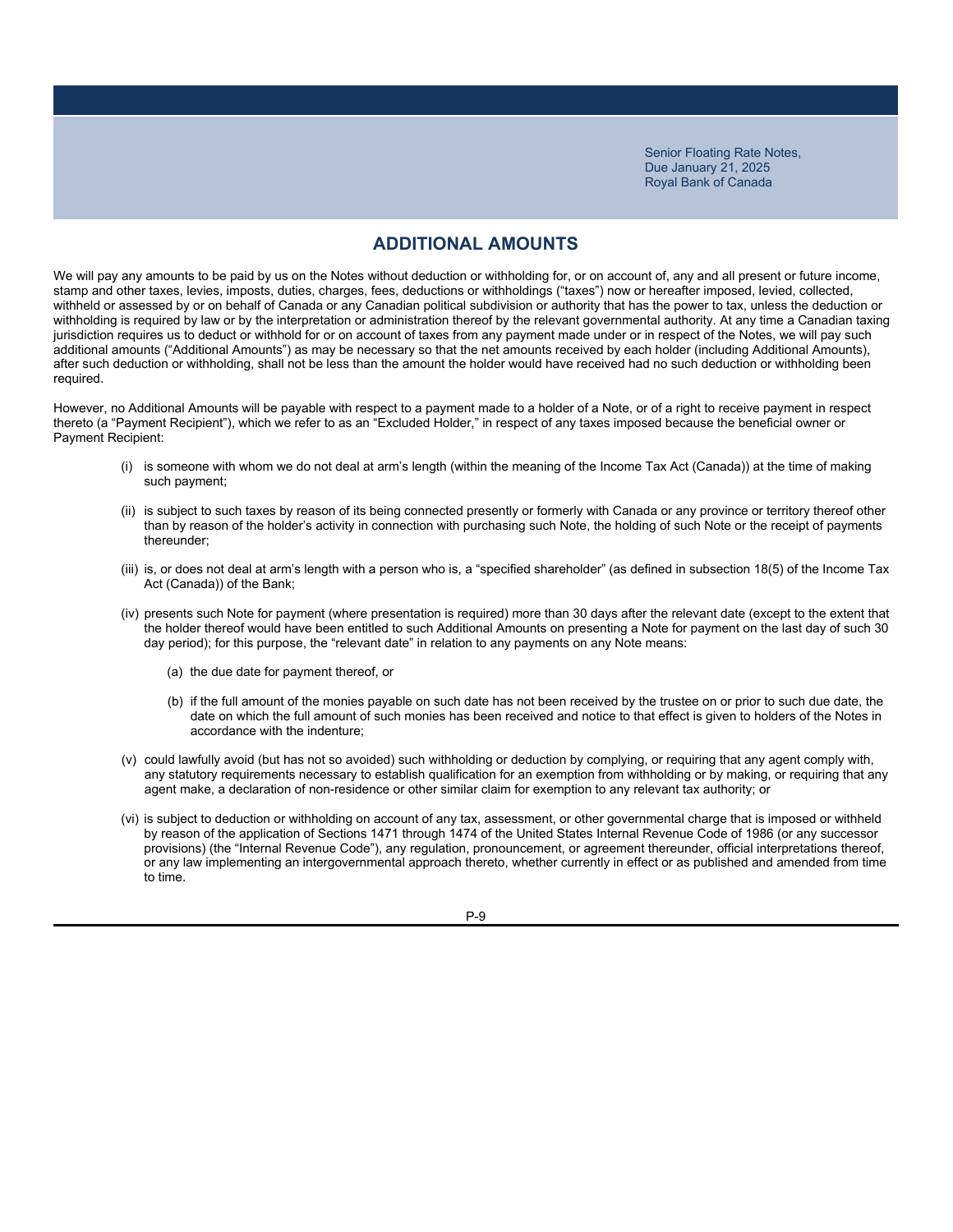## ADDITIONAL AMOUNTS

We will pay any amounts to be paid by us on the Notes without deduction or withholding for, or on account of, any and all present or future income, stamp and other taxes, levies, imposts, duties, charges, fees, deductions or withholdings ("taxes") now or hereafter imposed, levied, collected, withheld or assessed by or on behalf of Canada or any Canadian political subdivision or authority that has the power to tax, unless the deduction or withholding is required by law or by the interpretation or administration thereof by the relevant governmental authority. At any time a Canadian taxing jurisdiction requires us to deduct or withhold for or on account of taxes from any payment made under or in respect of the Notes, we will pay such additional amounts ("Additional Amounts") as may be necessary so that the net amounts received by each holder (including Additional Amounts), after such deduction or withholding, shall not be less than the amount the holder would have received had no such deduction or withholding been required.

However, no Additional Amounts will be payable with respect to a payment made to a holder of a Note, or of a right to receive payment in respect thereto (a "Payment Recipient"), which we refer to as an "Excluded Holder," in respect of any taxes imposed because the beneficial owner or Payment Recipient:

(i) is someone with whom we do not deal at arm's length (within the meaning of the Income Tax Act (Canada)) at the time of making such payment;

(ii) is subject to such taxes by reason of its being connected presently or formerly with Canada or any province or territory thereof other than by reason of the holder's activity in connection with purchasing such Note, the holding of such Note or the receipt of payments thereunder;

(iii) is, or does not deal at arm's length with a person who is, a "specified shareholder" (as defined in subsection 18(5) of the Income Tax Act (Canada)) of the Bank;

(iv) presents such Note for payment (where presentation is required) more than 30 days after the relevant date (except to the extent that the holder thereof would have been entitled to such Additional Amounts on presenting a Note for payment on the last day of such 30 day period); for this purpose, the "relevant date" in relation to any payments on any Note means:

   (a) the due date for payment thereof, or

   (b) if the full amount of the monies payable on such date has not been received by the trustee on or prior to such due date, the date on which the full amount of such monies has been received and notice to that effect is given to holders of the Notes in accordance with the indenture;

(v) could lawfully avoid (but has not so avoided) such withholding or deduction by complying, or requiring that any agent comply with, any statutory requirements necessary to establish qualification for an exemption from withholding or by making, or requiring that any agent make, a declaration of non-residence or other similar claim for exemption to any relevant tax authority; or

(vi) is subject to deduction or withholding on account of any tax, assessment, or other governmental charge that is imposed or withheld by reason of the application of Sections 1471 through 1474 of the United States Internal Revenue Code of 1986 (or any successor provisions) (the "Internal Revenue Code"), any regulation, pronouncement, or agreement thereunder, official interpretations thereof, or any law implementing an intergovernmental approach thereto, whether currently in effect or as published and amended from time to time.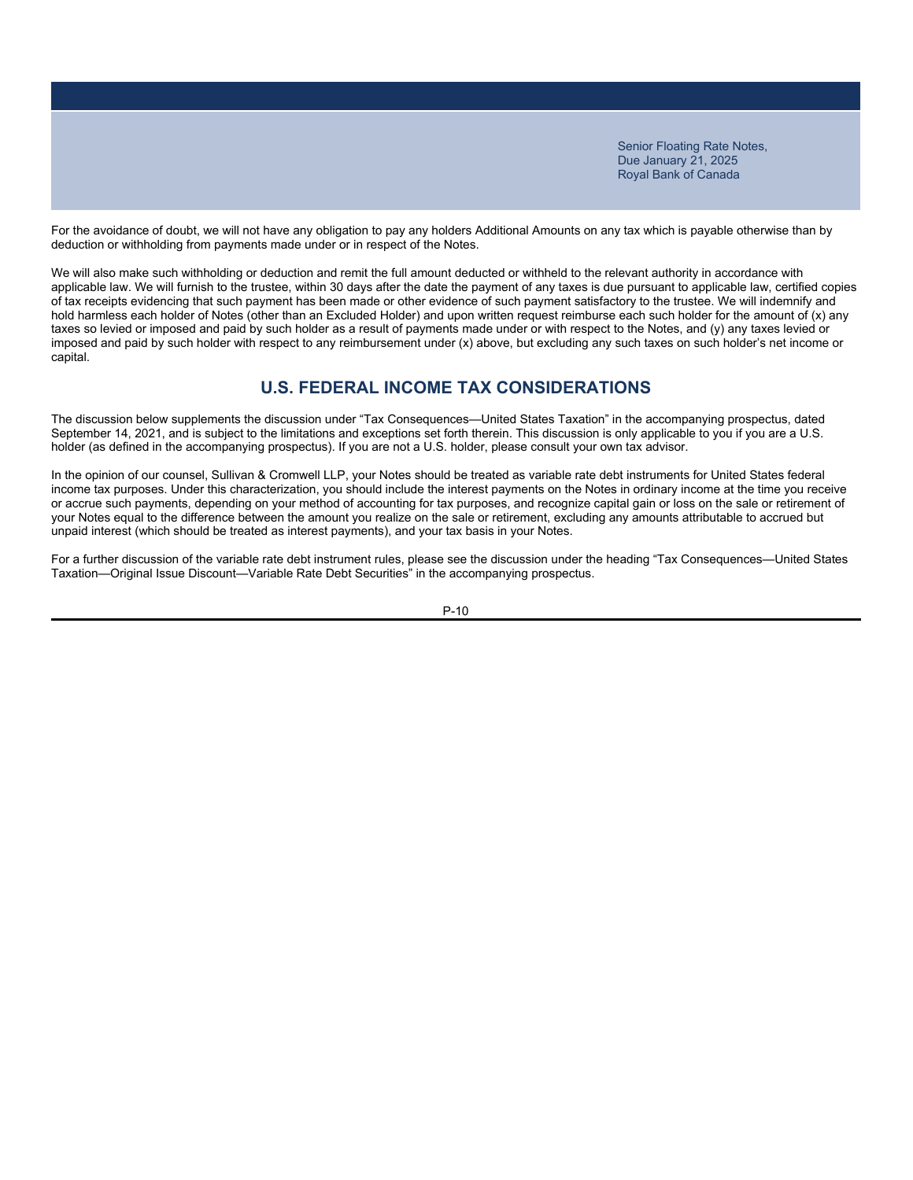For the avoidance of doubt, we will not have any obligation to pay any holders Additional Amounts on any tax which is payable otherwise than by deduction or withholding from payments made under or in respect of the Notes.

We will also make such withholding or deduction and remit the full amount deducted or withheld to the relevant authority in accordance with applicable law. We will furnish to the trustee, within 30 days after the date the payment of any taxes is due pursuant to applicable law, certified copies of tax receipts evidencing that such payment has been made or other evidence of such payment satisfactory to the trustee. We will indemnify and hold harmless each holder of Notes (other than an Excluded Holder) and upon written request reimburse each such holder for the amount of (x) any taxes so levied or imposed and paid by such holder as a result of payments made under or with respect to the Notes, and (y) any taxes levied or imposed and paid by such holder with respect to any reimbursement under (x) above, but excluding any such taxes on such holder's net income or capital.

## U.S. FEDERAL INCOME TAX CONSIDERATIONS

The discussion below supplements the discussion under "Tax Consequences—United States Taxation" in the accompanying prospectus, dated September 14, 2021, and is subject to the limitations and exceptions set forth therein. This discussion is only applicable to you if you are a U.S. holder (as defined in the accompanying prospectus). If you are not a U.S. holder, please consult your own tax advisor.

In the opinion of our counsel, Sullivan & Cromwell LLP, your Notes should be treated as variable rate debt instruments for United States federal income tax purposes. Under this characterization, you should include the interest payments on the Notes in ordinary income at the time you receive or accrue such payments, depending on your method of accounting for tax purposes, and recognize capital gain or loss on the sale or retirement of your Notes equal to the difference between the amount you realize on the sale or retirement, excluding any amounts attributable to accrued but unpaid interest (which should be treated as interest payments), and your tax basis in your Notes.

For a further discussion of the variable rate debt instrument rules, please see the discussion under the heading "Tax Consequences—United States Taxation—Original Issue Discount—Variable Rate Debt Securities" in the accompanying prospectus.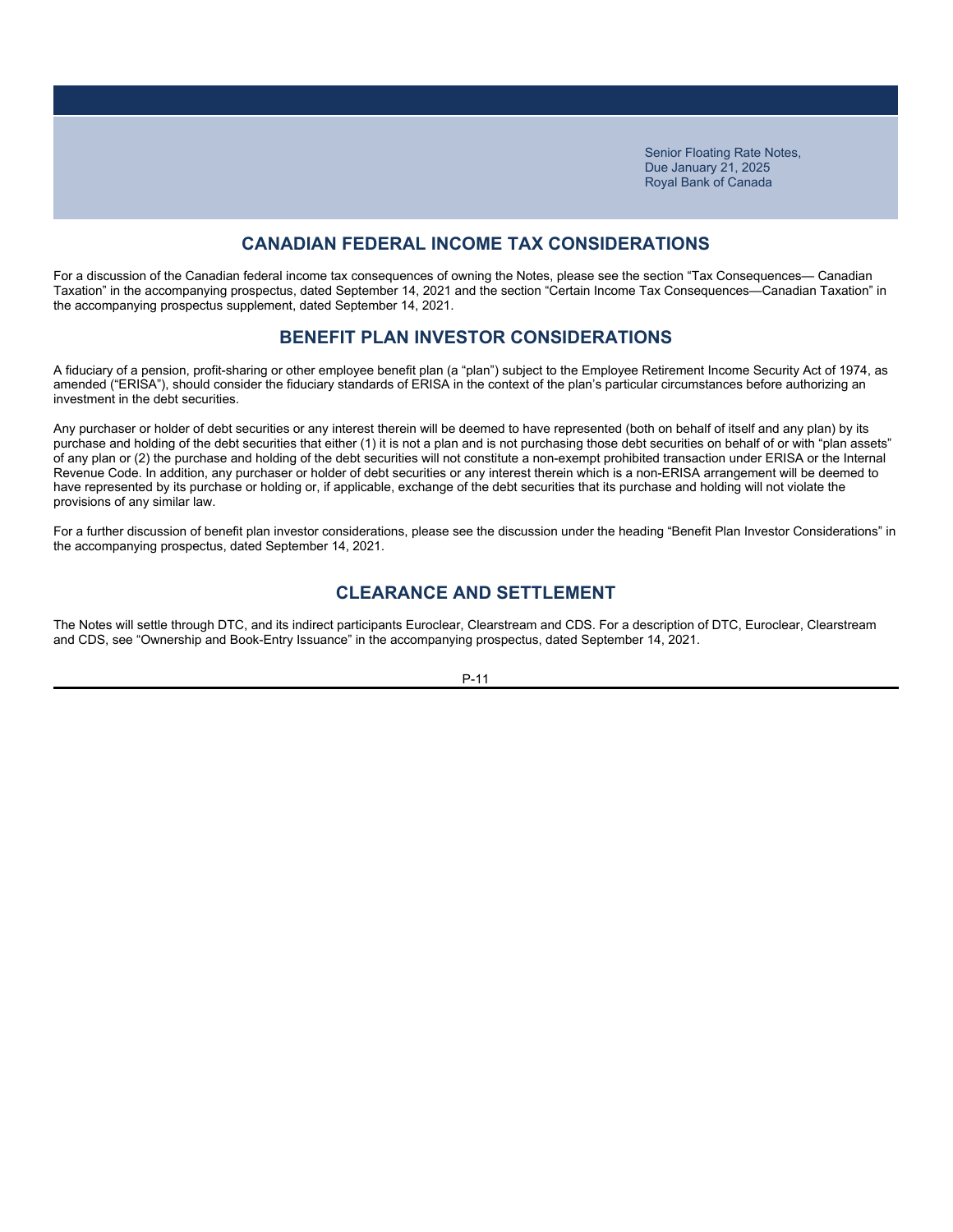## CANADIAN FEDERAL INCOME TAX CONSIDERATIONS

For a discussion of the Canadian federal income tax consequences of owning the Notes, please see the section "Tax Consequences— Canadian Taxation" in the accompanying prospectus, dated September 14, 2021 and the section "Certain Income Tax Consequences—Canadian Taxation" in the accompanying prospectus supplement, dated September 14, 2021.

## BENEFIT PLAN INVESTOR CONSIDERATIONS

A fiduciary of a pension, profit-sharing or other employee benefit plan (a "plan") subject to the Employee Retirement Income Security Act of 1974, as amended ("ERISA"), should consider the fiduciary standards of ERISA in the context of the plan's particular circumstances before authorizing an investment in the debt securities.

Any purchaser or holder of debt securities or any interest therein will be deemed to have represented (both on behalf of itself and any plan) by its purchase and holding of the debt securities that either (1) it is not a plan and is not purchasing those debt securities on behalf of or with "plan assets" of any plan or (2) the purchase and holding of the debt securities will not constitute a non-exempt prohibited transaction under ERISA or the Internal Revenue Code. In addition, any purchaser or holder of debt securities or any interest therein which is a non-ERISA arrangement will be deemed to have represented by its purchase or holding or, if applicable, exchange of the debt securities that its purchase and holding will not violate the provisions of any similar law.

For a further discussion of benefit plan investor considerations, please see the discussion under the heading "Benefit Plan Investor Considerations" in the accompanying prospectus, dated September 14, 2021.

## CLEARANCE AND SETTLEMENT

The Notes will settle through DTC, and its indirect participants Euroclear, Clearstream and CDS. For a description of DTC, Euroclear, Clearstream and CDS, see "Ownership and Book-Entry Issuance" in the accompanying prospectus, dated September 14, 2021.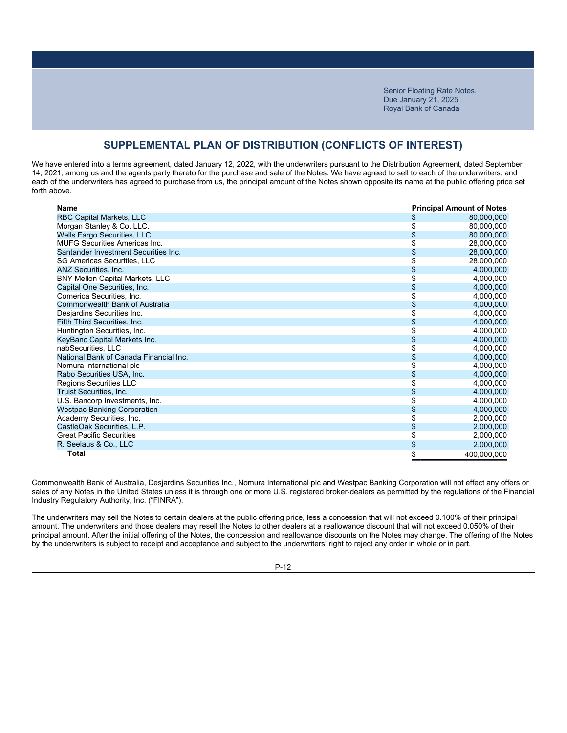# SUPPLEMENTAL PLAN OF DISTRIBUTION (CONFLICTS OF INTEREST)

We have entered into a terms agreement, dated January 12, 2022, with the underwriters pursuant to the Distribution Agreement, dated September 14, 2021, among us and the agents party thereto for the purchase and sale of the Notes. We have agreed to sell to each of the underwriters, and each of the underwriters has agreed to purchase from us, the principal amount of the Notes shown opposite its name at the public offering price set forth above.

| Name | Principal Amount of Notes |
|---|---|
| RBC Capital Markets, LLC | $ 80,000,000 |
| Morgan Stanley & Co. LLC. | $ 80,000,000 |
| Wells Fargo Securities, LLC | $ 80,000,000 |
| MUFG Securities Americas Inc. | $ 28,000,000 |
| Santander Investment Securities Inc. | $ 28,000,000 |
| SG Americas Securities, LLC | $ 28,000,000 |
| ANZ Securities, Inc. | $ 4,000,000 |
| BNY Mellon Capital Markets, LLC | $ 4,000,000 |
| Capital One Securities, Inc. | $ 4,000,000 |
| Comerica Securities, Inc. | $ 4,000,000 |
| Commonwealth Bank of Australia | $ 4,000,000 |
| Desjardins Securities Inc. | $ 4,000,000 |
| Fifth Third Securities, Inc. | $ 4,000,000 |
| Huntington Securities, Inc. | $ 4,000,000 |
| KeyBanc Capital Markets Inc. | $ 4,000,000 |
| nabSecurities, LLC | $ 4,000,000 |
| National Bank of Canada Financial Inc. | $ 4,000,000 |
| Nomura International plc | $ 4,000,000 |
| Rabo Securities USA, Inc. | $ 4,000,000 |
| Regions Securities LLC | $ 4,000,000 |
| Truist Securities, Inc. | $ 4,000,000 |
| U.S. Bancorp Investments, Inc. | $ 4,000,000 |
| Westpac Banking Corporation | $ 4,000,000 |
| Academy Securities, Inc. | $ 2,000,000 |
| CastleOak Securities, L.P. | $ 2,000,000 |
| Great Pacific Securities | $ 2,000,000 |
| R. Seelaus & Co., LLC | $ 2,000,000 |
| **Total** | $ 400,000,000 |

Commonwealth Bank of Australia, Desjardins Securities Inc., Nomura International plc and Westpac Banking Corporation will not effect any offers or sales of any Notes in the United States unless it is through one or more U.S. registered broker-dealers as permitted by the regulations of the Financial Industry Regulatory Authority, Inc. ("FINRA").

The underwriters may sell the Notes to certain dealers at the public offering price, less a concession that will not exceed 0.100% of their principal amount. The underwriters and those dealers may resell the Notes to other dealers at a reallowance discount that will not exceed 0.050% of their principal amount. After the initial offering of the Notes, the concession and reallowance discounts on the Notes may change. The offering of the Notes by the underwriters is subject to receipt and acceptance and subject to the underwriters' right to reject any order in whole or in part.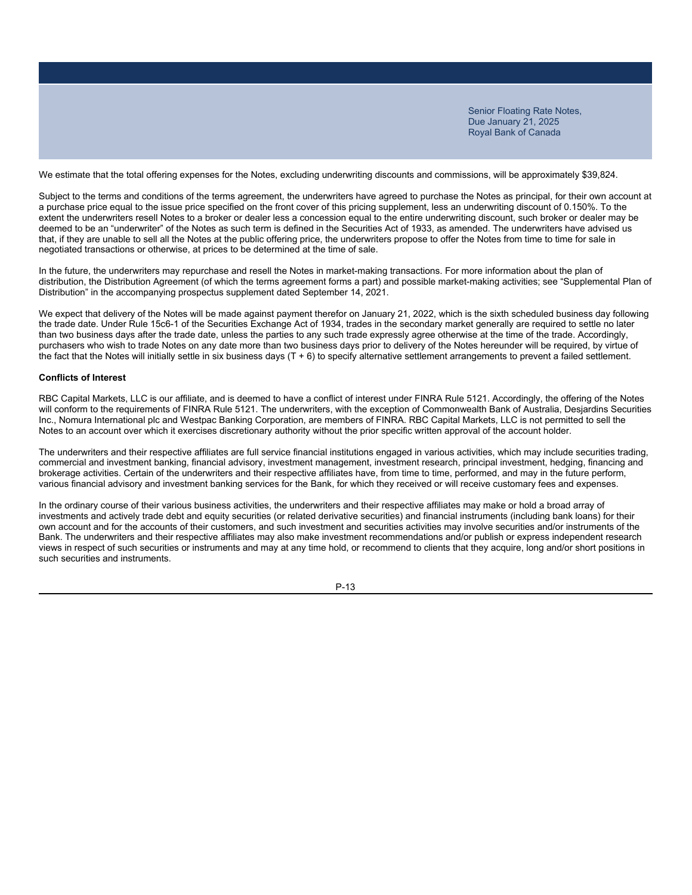We estimate that the total offering expenses for the Notes, excluding underwriting discounts and commissions, will be approximately $39,824.

Subject to the terms and conditions of the terms agreement, the underwriters have agreed to purchase the Notes as principal, for their own account at a purchase price equal to the issue price specified on the front cover of this pricing supplement, less an underwriting discount of 0.150%. To the extent the underwriters resell Notes to a broker or dealer less a concession equal to the entire underwriting discount, such broker or dealer may be deemed to be an "underwriter" of the Notes as such term is defined in the Securities Act of 1933, as amended. The underwriters have advised us that, if they are unable to sell all the Notes at the public offering price, the underwriters propose to offer the Notes from time to time for sale in negotiated transactions or otherwise, at prices to be determined at the time of sale.

In the future, the underwriters may repurchase and resell the Notes in market-making transactions. For more information about the plan of distribution, the Distribution Agreement (of which the terms agreement forms a part) and possible market-making activities; see "Supplemental Plan of Distribution" in the accompanying prospectus supplement dated September 14, 2021.

We expect that delivery of the Notes will be made against payment therefor on January 21, 2022, which is the sixth scheduled business day following the trade date. Under Rule 15c6-1 of the Securities Exchange Act of 1934, trades in the secondary market generally are required to settle no later than two business days after the trade date, unless the parties to any such trade expressly agree otherwise at the time of the trade. Accordingly, purchasers who wish to trade Notes on any date more than two business days prior to delivery of the Notes hereunder will be required, by virtue of the fact that the Notes will initially settle in six business days (T + 6) to specify alternative settlement arrangements to prevent a failed settlement.

**Conflicts of Interest**

RBC Capital Markets, LLC is our affiliate, and is deemed to have a conflict of interest under FINRA Rule 5121. Accordingly, the offering of the Notes will conform to the requirements of FINRA Rule 5121. The underwriters, with the exception of Commonwealth Bank of Australia, Desjardins Securities Inc., Nomura International plc and Westpac Banking Corporation, are members of FINRA. RBC Capital Markets, LLC is not permitted to sell the Notes to an account over which it exercises discretionary authority without the prior specific written approval of the account holder.

The underwriters and their respective affiliates are full service financial institutions engaged in various activities, which may include securities trading, commercial and investment banking, financial advisory, investment management, investment research, principal investment, hedging, financing and brokerage activities. Certain of the underwriters and their respective affiliates have, from time to time, performed, and may in the future perform, various financial advisory and investment banking services for the Bank, for which they received or will receive customary fees and expenses.

In the ordinary course of their various business activities, the underwriters and their respective affiliates may make or hold a broad array of investments and actively trade debt and equity securities (or related derivative securities) and financial instruments (including bank loans) for their own account and for the accounts of their customers, and such investment and securities activities may involve securities and/or instruments of the Bank. The underwriters and their respective affiliates may also make investment recommendations and/or publish or express independent research views in respect of such securities or instruments and may at any time hold, or recommend to clients that they acquire, long and/or short positions in such securities and instruments.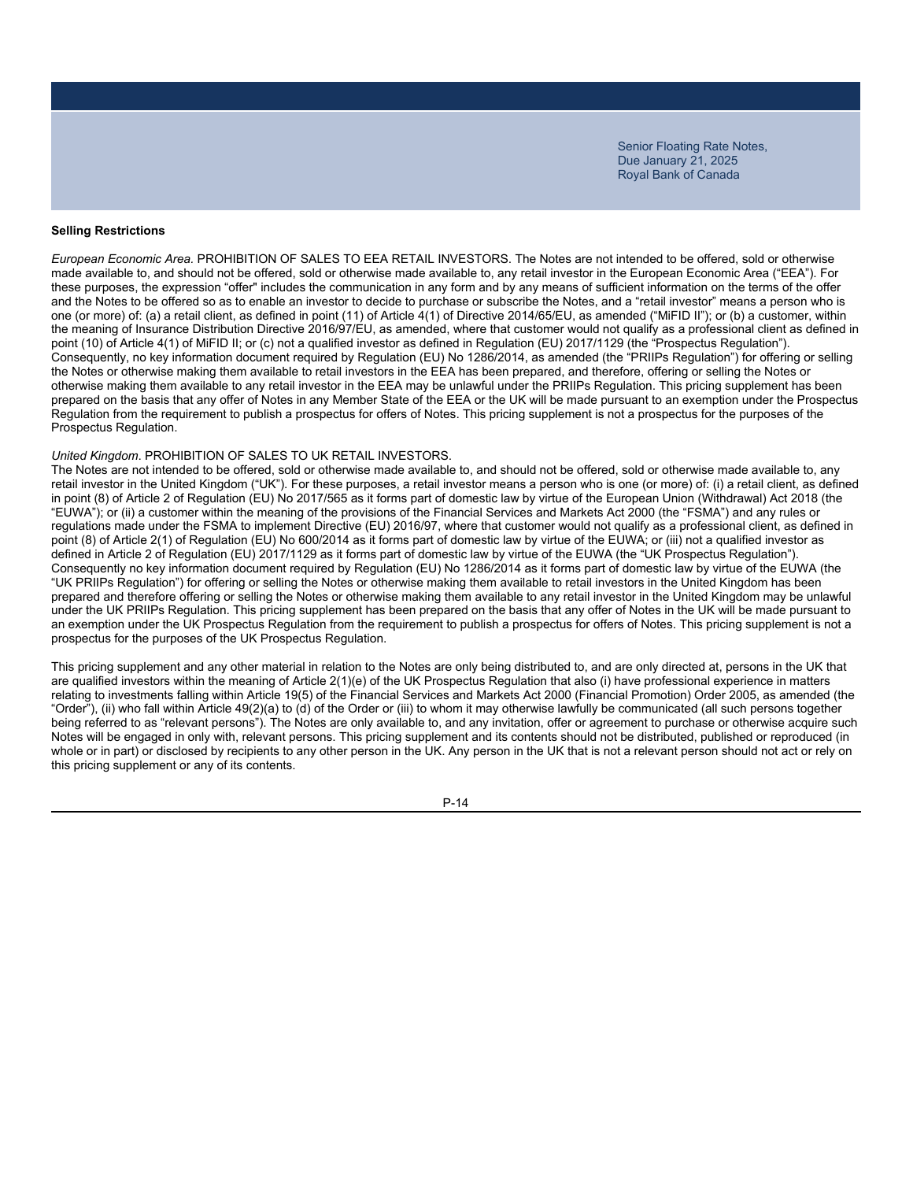## Selling Restrictions

*European Economic Area.* PROHIBITION OF SALES TO EEA RETAIL INVESTORS. The Notes are not intended to be offered, sold or otherwise made available to, and should not be offered, sold or otherwise made available to, any retail investor in the European Economic Area ("EEA"). For these purposes, the expression "offer" includes the communication in any form and by any means of sufficient information on the terms of the offer and the Notes to be offered so as to enable an investor to decide to purchase or subscribe the Notes, and a "retail investor" means a person who is one (or more) of: (a) a retail client, as defined in point (11) of Article 4(1) of Directive 2014/65/EU, as amended ("MiFID II"); or (b) a customer, within the meaning of Insurance Distribution Directive 2016/97/EU, as amended, where that customer would not qualify as a professional client as defined in point (10) of Article 4(1) of MiFID II; or (c) not a qualified investor as defined in Regulation (EU) 2017/1129 (the "Prospectus Regulation"). Consequently, no key information document required by Regulation (EU) No 1286/2014, as amended (the "PRIIPs Regulation") for offering or selling the Notes or otherwise making them available to retail investors in the EEA has been prepared, and therefore, offering or selling the Notes or otherwise making them available to any retail investor in the EEA may be unlawful under the PRIIPs Regulation. This pricing supplement has been prepared on the basis that any offer of Notes in any Member State of the EEA or the UK will be made pursuant to an exemption under the Prospectus Regulation from the requirement to publish a prospectus for offers of Notes. This pricing supplement is not a prospectus for the purposes of the Prospectus Regulation.

*United Kingdom*. PROHIBITION OF SALES TO UK RETAIL INVESTORS.
The Notes are not intended to be offered, sold or otherwise made available to, and should not be offered, sold or otherwise made available to, any retail investor in the United Kingdom ("UK"). For these purposes, a retail investor means a person who is one (or more) of: (i) a retail client, as defined in point (8) of Article 2 of Regulation (EU) No 2017/565 as it forms part of domestic law by virtue of the European Union (Withdrawal) Act 2018 (the "EUWA"); or (ii) a customer within the meaning of the provisions of the Financial Services and Markets Act 2000 (the "FSMA") and any rules or regulations made under the FSMA to implement Directive (EU) 2016/97, where that customer would not qualify as a professional client, as defined in point (8) of Article 2(1) of Regulation (EU) No 600/2014 as it forms part of domestic law by virtue of the EUWA; or (iii) not a qualified investor as defined in Article 2 of Regulation (EU) 2017/1129 as it forms part of domestic law by virtue of the EUWA (the "UK Prospectus Regulation"). Consequently no key information document required by Regulation (EU) No 1286/2014 as it forms part of domestic law by virtue of the EUWA (the "UK PRIIPs Regulation") for offering or selling the Notes or otherwise making them available to retail investors in the United Kingdom has been prepared and therefore offering or selling the Notes or otherwise making them available to any retail investor in the United Kingdom may be unlawful under the UK PRIIPs Regulation. This pricing supplement has been prepared on the basis that any offer of Notes in the UK will be made pursuant to an exemption under the UK Prospectus Regulation from the requirement to publish a prospectus for offers of Notes. This pricing supplement is not a prospectus for the purposes of the UK Prospectus Regulation.

This pricing supplement and any other material in relation to the Notes are only being distributed to, and are only directed at, persons in the UK that are qualified investors within the meaning of Article 2(1)(e) of the UK Prospectus Regulation that also (i) have professional experience in matters relating to investments falling within Article 19(5) of the Financial Services and Markets Act 2000 (Financial Promotion) Order 2005, as amended (the "Order"), (ii) who fall within Article 49(2)(a) to (d) of the Order or (iii) to whom it may otherwise lawfully be communicated (all such persons together being referred to as "relevant persons"). The Notes are only available to, and any invitation, offer or agreement to purchase or otherwise acquire such Notes will be engaged in only with, relevant persons. This pricing supplement and its contents should not be distributed, published or reproduced (in whole or in part) or disclosed by recipients to any other person in the UK. Any person in the UK that is not a relevant person should not act or rely on this pricing supplement or any of its contents.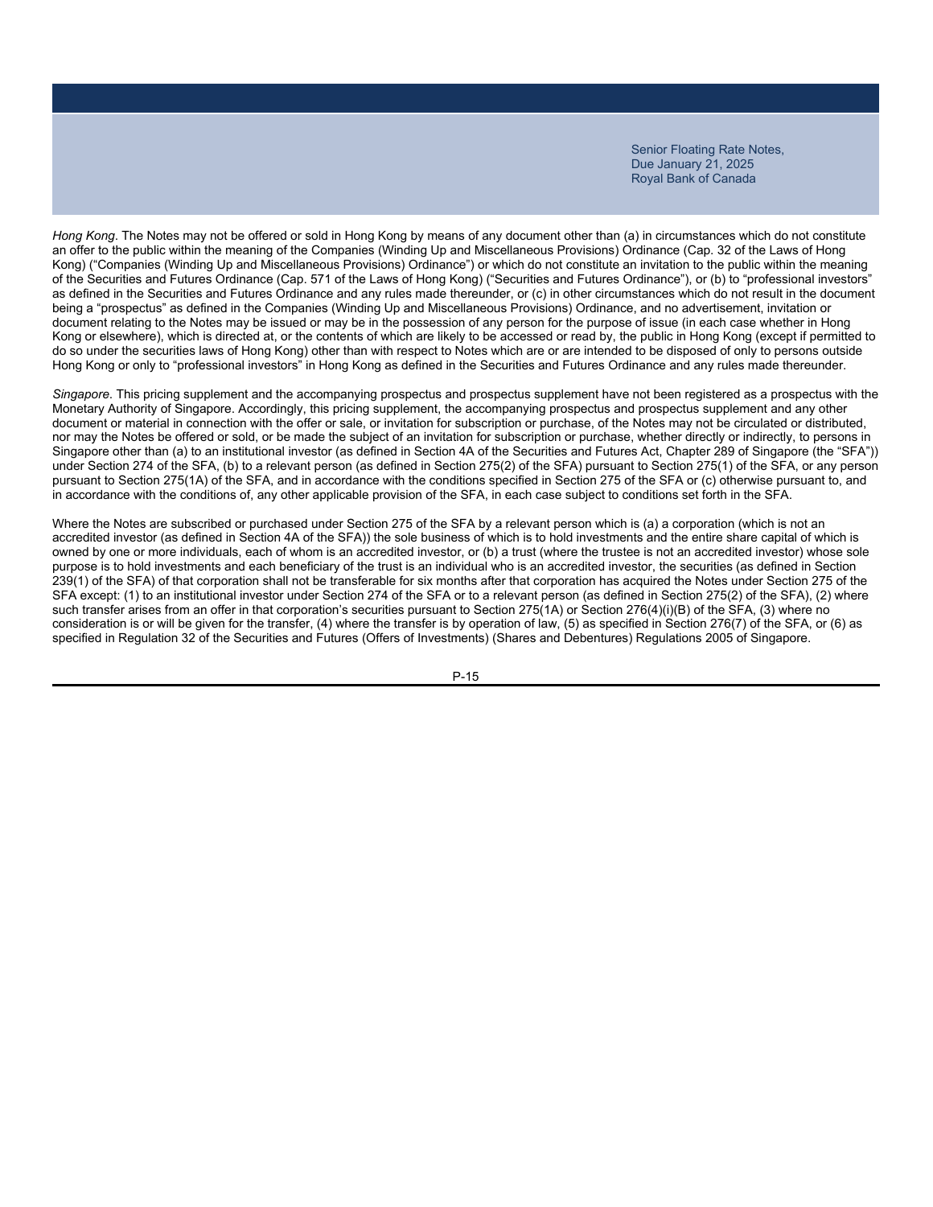*Hong Kong*. The Notes may not be offered or sold in Hong Kong by means of any document other than (a) in circumstances which do not constitute an offer to the public within the meaning of the Companies (Winding Up and Miscellaneous Provisions) Ordinance (Cap. 32 of the Laws of Hong Kong) ("Companies (Winding Up and Miscellaneous Provisions) Ordinance") or which do not constitute an invitation to the public within the meaning of the Securities and Futures Ordinance (Cap. 571 of the Laws of Hong Kong) ("Securities and Futures Ordinance"), or (b) to "professional investors" as defined in the Securities and Futures Ordinance and any rules made thereunder, or (c) in other circumstances which do not result in the document being a "prospectus" as defined in the Companies (Winding Up and Miscellaneous Provisions) Ordinance, and no advertisement, invitation or document relating to the Notes may be issued or may be in the possession of any person for the purpose of issue (in each case whether in Hong Kong or elsewhere), which is directed at, or the contents of which are likely to be accessed or read by, the public in Hong Kong (except if permitted to do so under the securities laws of Hong Kong) other than with respect to Notes which are or are intended to be disposed of only to persons outside Hong Kong or only to "professional investors" in Hong Kong as defined in the Securities and Futures Ordinance and any rules made thereunder.

*Singapore*. This pricing supplement and the accompanying prospectus and prospectus supplement have not been registered as a prospectus with the Monetary Authority of Singapore. Accordingly, this pricing supplement, the accompanying prospectus and prospectus supplement and any other document or material in connection with the offer or sale, or invitation for subscription or purchase, of the Notes may not be circulated or distributed, nor may the Notes be offered or sold, or be made the subject of an invitation for subscription or purchase, whether directly or indirectly, to persons in Singapore other than (a) to an institutional investor (as defined in Section 4A of the Securities and Futures Act, Chapter 289 of Singapore (the "SFA")) under Section 274 of the SFA, (b) to a relevant person (as defined in Section 275(2) of the SFA) pursuant to Section 275(1) of the SFA, or any person pursuant to Section 275(1A) of the SFA, and in accordance with the conditions specified in Section 275 of the SFA or (c) otherwise pursuant to, and in accordance with the conditions of, any other applicable provision of the SFA, in each case subject to conditions set forth in the SFA.

Where the Notes are subscribed or purchased under Section 275 of the SFA by a relevant person which is (a) a corporation (which is not an accredited investor (as defined in Section 4A of the SFA)) the sole business of which is to hold investments and the entire share capital of which is owned by one or more individuals, each of whom is an accredited investor, or (b) a trust (where the trustee is not an accredited investor) whose sole purpose is to hold investments and each beneficiary of the trust is an individual who is an accredited investor, the securities (as defined in Section 239(1) of the SFA) of that corporation shall not be transferable for six months after that corporation has acquired the Notes under Section 275 of the SFA except: (1) to an institutional investor under Section 274 of the SFA or to a relevant person (as defined in Section 275(2) of the SFA), (2) where such transfer arises from an offer in that corporation's securities pursuant to Section 275(1A) or Section 276(4)(i)(B) of the SFA, (3) where no consideration is or will be given for the transfer, (4) where the transfer is by operation of law, (5) as specified in Section 276(7) of the SFA, or (6) as specified in Regulation 32 of the Securities and Futures (Offers of Investments) (Shares and Debentures) Regulations 2005 of Singapore.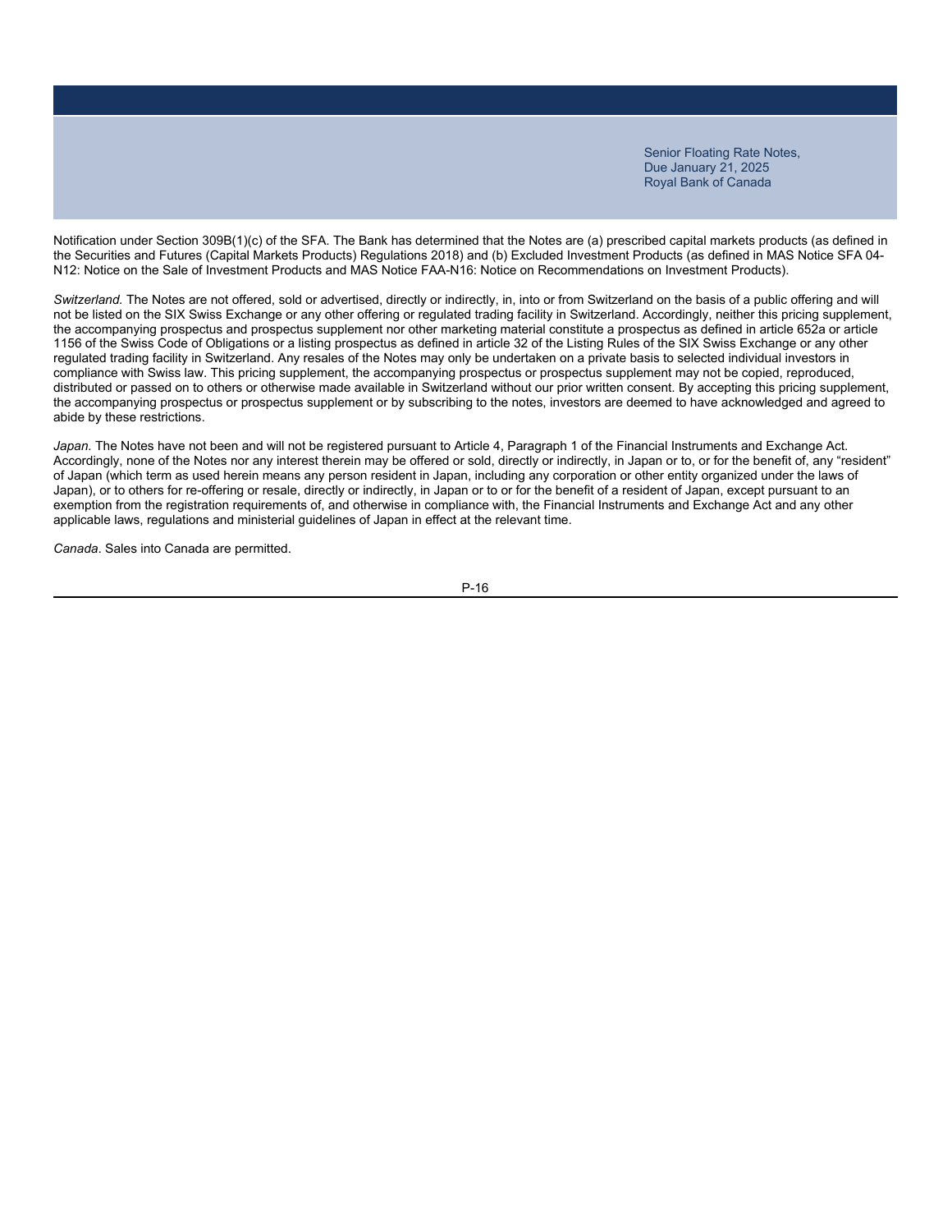Notification under Section 309B(1)(c) of the SFA. The Bank has determined that the Notes are (a) prescribed capital markets products (as defined in the Securities and Futures (Capital Markets Products) Regulations 2018) and (b) Excluded Investment Products (as defined in MAS Notice SFA 04-N12: Notice on the Sale of Investment Products and MAS Notice FAA-N16: Notice on Recommendations on Investment Products).

*Switzerland.* The Notes are not offered, sold or advertised, directly or indirectly, in, into or from Switzerland on the basis of a public offering and will not be listed on the SIX Swiss Exchange or any other offering or regulated trading facility in Switzerland. Accordingly, neither this pricing supplement, the accompanying prospectus and prospectus supplement nor other marketing material constitute a prospectus as defined in article 652a or article 1156 of the Swiss Code of Obligations or a listing prospectus as defined in article 32 of the Listing Rules of the SIX Swiss Exchange or any other regulated trading facility in Switzerland. Any resales of the Notes may only be undertaken on a private basis to selected individual investors in compliance with Swiss law. This pricing supplement, the accompanying prospectus or prospectus supplement may not be copied, reproduced, distributed or passed on to others or otherwise made available in Switzerland without our prior written consent. By accepting this pricing supplement, the accompanying prospectus or prospectus supplement or by subscribing to the notes, investors are deemed to have acknowledged and agreed to abide by these restrictions.

*Japan.* The Notes have not been and will not be registered pursuant to Article 4, Paragraph 1 of the Financial Instruments and Exchange Act. Accordingly, none of the Notes nor any interest therein may be offered or sold, directly or indirectly, in Japan or to, or for the benefit of, any "resident" of Japan (which term as used herein means any person resident in Japan, including any corporation or other entity organized under the laws of Japan), or to others for re-offering or resale, directly or indirectly, in Japan or to or for the benefit of a resident of Japan, except pursuant to an exemption from the registration requirements of, and otherwise in compliance with, the Financial Instruments and Exchange Act and any other applicable laws, regulations and ministerial guidelines of Japan in effect at the relevant time.

*Canada*. Sales into Canada are permitted.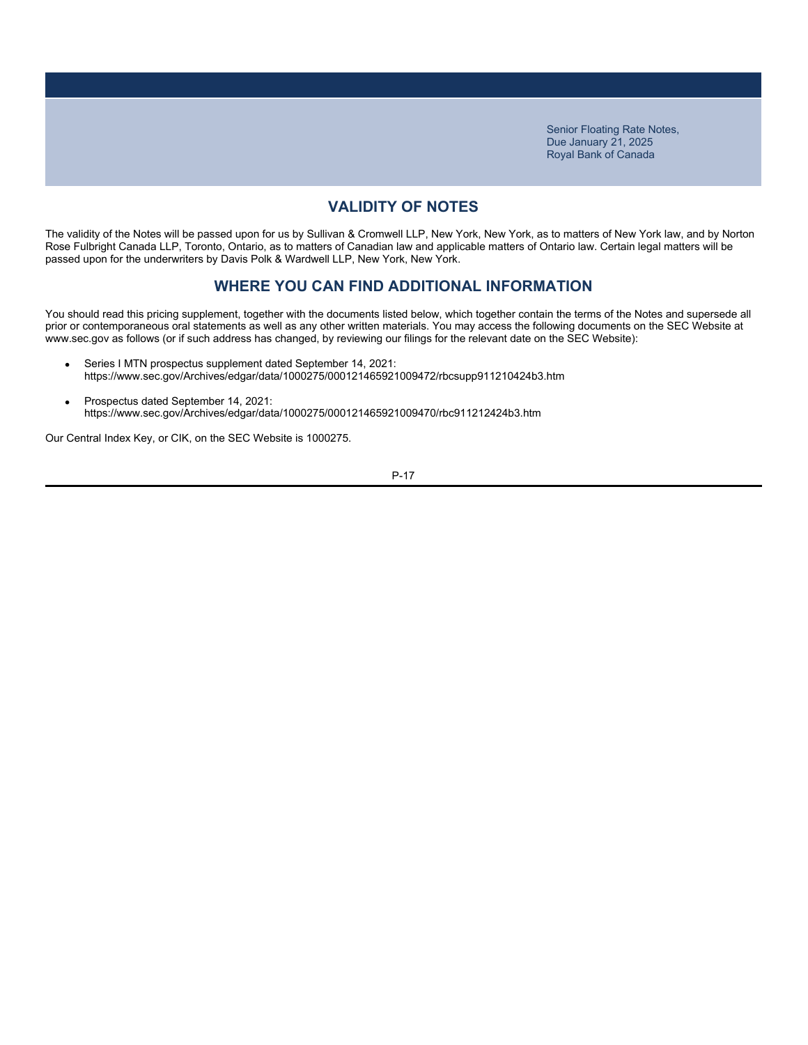## VALIDITY OF NOTES

The validity of the Notes will be passed upon for us by Sullivan & Cromwell LLP, New York, New York, as to matters of New York law, and by Norton Rose Fulbright Canada LLP, Toronto, Ontario, as to matters of Canadian law and applicable matters of Ontario law. Certain legal matters will be passed upon for the underwriters by Davis Polk & Wardwell LLP, New York, New York.

## WHERE YOU CAN FIND ADDITIONAL INFORMATION

You should read this pricing supplement, together with the documents listed below, which together contain the terms of the Notes and supersede all prior or contemporaneous oral statements as well as any other written materials. You may access the following documents on the SEC Website at www.sec.gov as follows (or if such address has changed, by reviewing our filings for the relevant date on the SEC Website):

- Series I MTN prospectus supplement dated September 14, 2021:
  https://www.sec.gov/Archives/edgar/data/1000275/000121465921009472/rbcsupp911210424b3.htm
- Prospectus dated September 14, 2021:
  https://www.sec.gov/Archives/edgar/data/1000275/000121465921009470/rbc911212424b3.htm

Our Central Index Key, or CIK, on the SEC Website is 1000275.